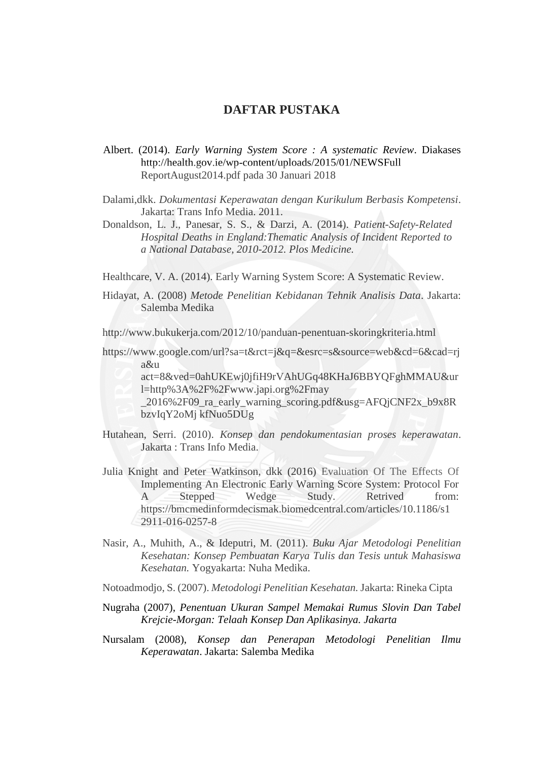# DAFTAR PUSTAKA

Albert. (2014). *Early Warning System Score : A systematic Review*. Diakases http://health.gov.ie/wp-content/uploads/2015/01/NEWSFull ReportAugust2014.pdf pada 30 Januari 2018

Dalami,dkk. *Dokumentasi Keperawatan dengan Kurikulum Berbasis Kompetensi*. Jakarta: Trans Info Media. 2011.

Donaldson, L. J., Panesar, S. S., & Darzi, A. (2014). *Patient-Safety-Related Hospital Deaths in England:Thematic Analysis of Incident Reported to a National Database, 2010-2012. Plos Medicine.*

Healthcare, V. A. (2014). Early Warning System Score: A Systematic Review.

Hidayat, A. (2008) *Metode Penelitian Kebidanan Tehnik Analisis Data*. Jakarta: Salemba Medika

http://www.bukukerja.com/2012/10/panduan-penentuan-skoringkriteria.html

https://www.google.com/url?sa=t&rct=j&q=&esrc=s&source=web&cd=6&cad=rja&u act=8&ved=0ahUKEwj0jfiH9rVAhUGq48KHaJ6BBYQFghMMAU&url=http%3A%2F%2Fwww.japi.org%2Fmay _2016%2F09_ra_early_warning_scoring.pdf&usg=AFQjCNF2x_b9x8RbzvIqY2oMj kfNuo5DUg

Hutahean, Serri. (2010). *Konsep dan pendokumentasian proses keperawatan*. Jakarta : Trans Info Media.

Julia Knight and Peter Watkinson, dkk (2016) Evaluation Of The Effects Of Implementing An Electronic Early Warning Score System: Protocol For A Stepped Wedge Study. Retrived from: https://bmcmedinformdecismak.biomedcentral.com/articles/10.1186/s12911-016-0257-8

Nasir, A., Muhith, A., & Ideputri, M. (2011). *Buku Ajar Metodologi Penelitian Kesehatan: Konsep Pembuatan Karya Tulis dan Tesis untuk Mahasiswa Kesehatan.* Yogyakarta: Nuha Medika.

Notoadmodjo, S. (2007). *Metodologi Penelitian Kesehatan.* Jakarta: Rineka Cipta

Nugraha (2007), *Penentuan Ukuran Sampel Memakai Rumus Slovin Dan Tabel Krejcie-Morgan: Telaah Konsep Dan Aplikasinya. Jakarta*

Nursalam (2008), *Konsep dan Penerapan Metodologi Penelitian Ilmu Keperawatan*. Jakarta: Salemba Medika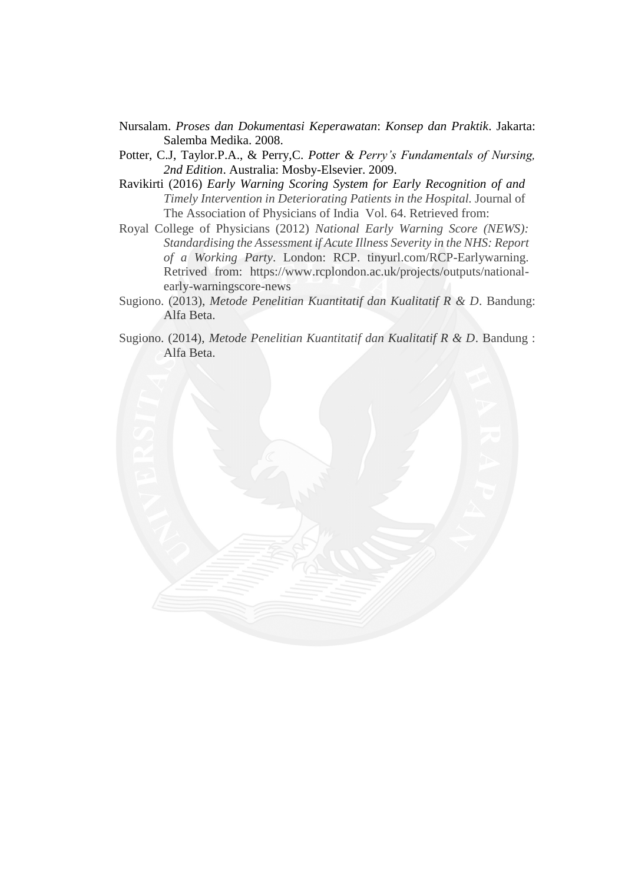Nursalam. *Proses dan Dokumentasi Keperawatan*: *Konsep dan Praktik*. Jakarta: Salemba Medika. 2008.

Potter, C.J, Taylor.P.A., & Perry,C. *Potter & Perry's Fundamentals of Nursing, 2nd Edition*. Australia: Mosby-Elsevier. 2009.

Ravikirti (2016) *Early Warning Scoring System for Early Recognition of and Timely Intervention in Deteriorating Patients in the Hospital.* Journal of The Association of Physicians of India Vol. 64. Retrieved from:

Royal College of Physicians (2012) *National Early Warning Score (NEWS): Standardising the Assessment if Acute Illness Severity in the NHS: Report of a Working Party*. London: RCP. tinyurl.com/RCP-Earlywarning. Retrived from: https://www.rcplondon.ac.uk/projects/outputs/national-early-warningscore-news

Sugiono. (2013), *Metode Penelitian Kuantitatif dan Kualitatif R & D*. Bandung: Alfa Beta.

Sugiono. (2014), *Metode Penelitian Kuantitatif dan Kualitatif R & D*. Bandung : Alfa Beta.